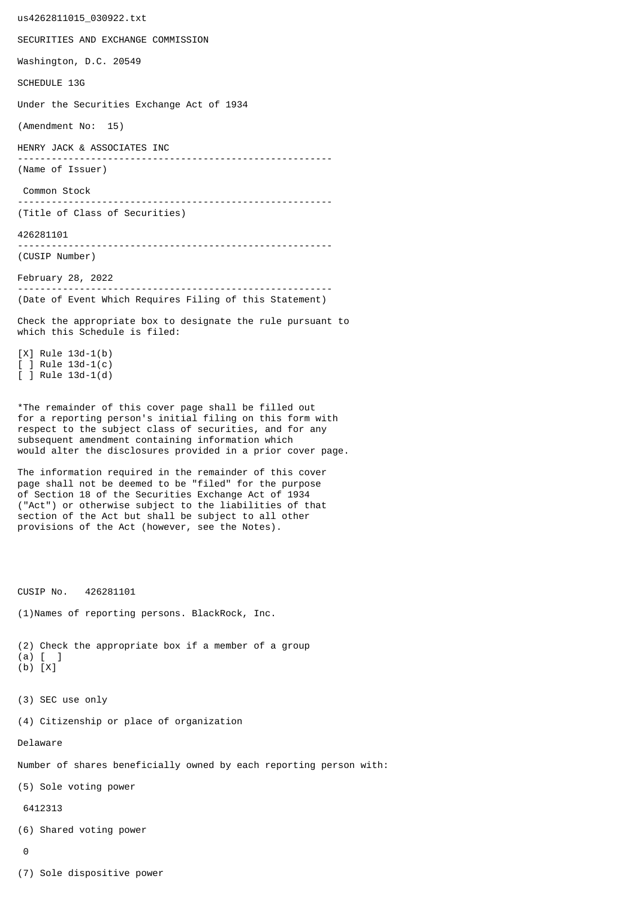us4262811015_030922.txt

SECURITIES AND EXCHANGE COMMISSION

Washington, D.C. 20549

SCHEDULE 13G

Under the Securities Exchange Act of 1934

(Amendment No: 15)

HENRY JACK & ASSOCIATES INC

--------------------------------------------------------

(Name of Issuer)

Common Stock

--------------------------------------------------------

(Title of Class of Securities)

426281101

--------------------------------------------------------

(CUSIP Number)

February 28, 2022

--------------------------------------------------------

(Date of Event Which Requires Filing of this Statement)

Check the appropriate box to designate the rule pursuant to which this Schedule is filed:

[X] Rule 13d-1(b)
[ ] Rule 13d-1(c)
[ ] Rule 13d-1(d)

*The remainder of this cover page shall be filled out for a reporting person's initial filing on this form with respect to the subject class of securities, and for any subsequent amendment containing information which would alter the disclosures provided in a prior cover page.

The information required in the remainder of this cover page shall not be deemed to be "filed" for the purpose of Section 18 of the Securities Exchange Act of 1934 ("Act") or otherwise subject to the liabilities of that section of the Act but shall be subject to all other provisions of the Act (however, see the Notes).

CUSIP No. 426281101

(1)Names of reporting persons. BlackRock, Inc.

(2) Check the appropriate box if a member of a group
(a) [ ]
(b) [X]

(3) SEC use only

(4) Citizenship or place of organization

Delaware

Number of shares beneficially owned by each reporting person with:

(5) Sole voting power

6412313

(6) Shared voting power

0

(7) Sole dispositive power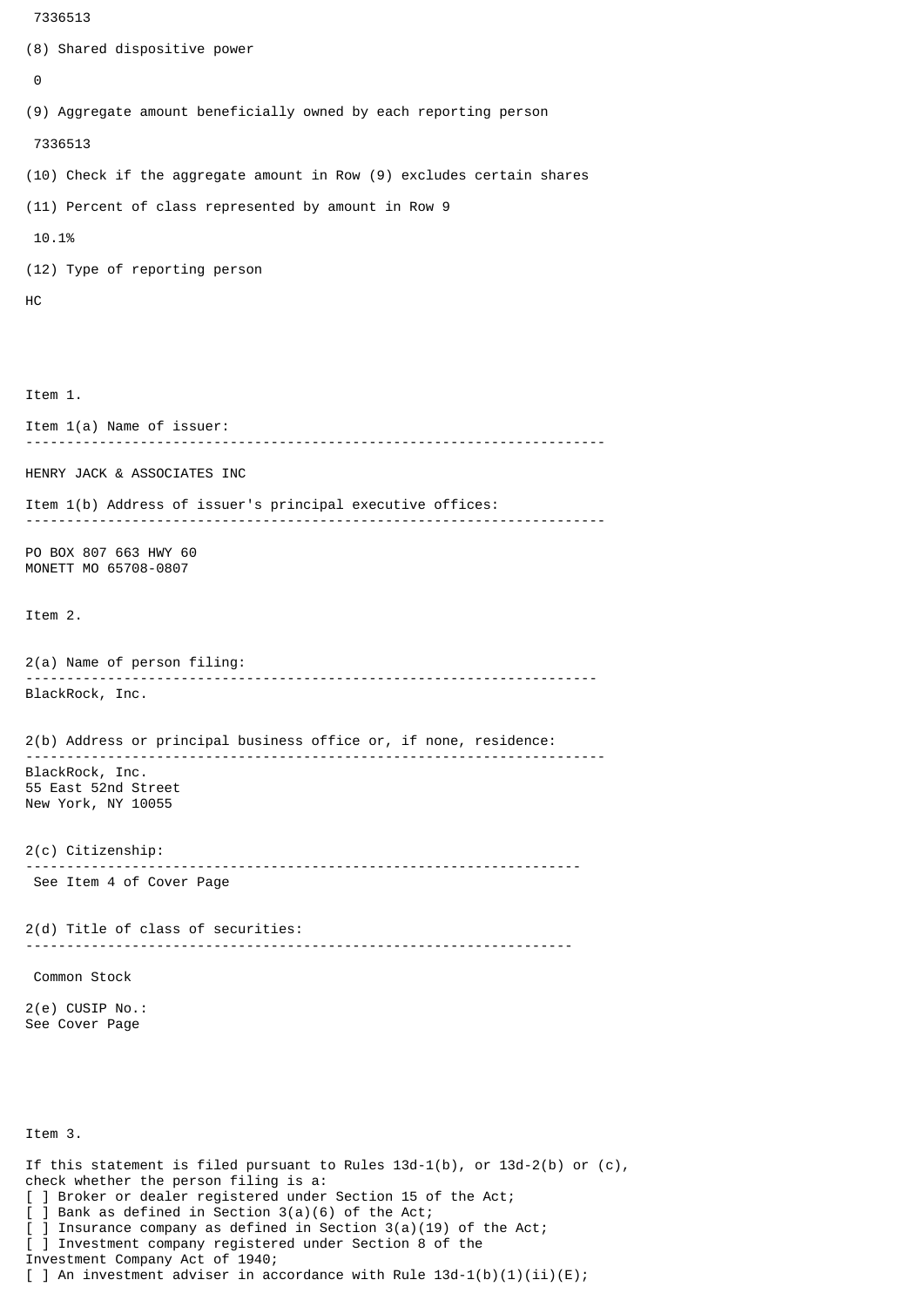7336513

(8) Shared dispositive power

0

(9) Aggregate amount beneficially owned by each reporting person

7336513

(10) Check if the aggregate amount in Row (9) excludes certain shares

(11) Percent of class represented by amount in Row 9

10.1%

(12) Type of reporting person

HC

Item 1.

Item 1(a) Name of issuer:

---

HENRY JACK & ASSOCIATES INC

Item 1(b) Address of issuer's principal executive offices:

---

PO BOX 807 663 HWY 60
MONETT MO 65708-0807

Item 2.

2(a) Name of person filing:

---

BlackRock, Inc.

2(b) Address or principal business office or, if none, residence:

---

BlackRock, Inc.
55 East 52nd Street
New York, NY 10055

2(c) Citizenship:

---

See Item 4 of Cover Page

2(d) Title of class of securities:

---

Common Stock

2(e) CUSIP No.:
See Cover Page

Item 3.

If this statement is filed pursuant to Rules 13d-1(b), or 13d-2(b) or (c), check whether the person filing is a:
[ ] Broker or dealer registered under Section 15 of the Act;
[ ] Bank as defined in Section 3(a)(6) of the Act;
[ ] Insurance company as defined in Section 3(a)(19) of the Act;
[ ] Investment company registered under Section 8 of the Investment Company Act of 1940;
[ ] An investment adviser in accordance with Rule 13d-1(b)(1)(ii)(E);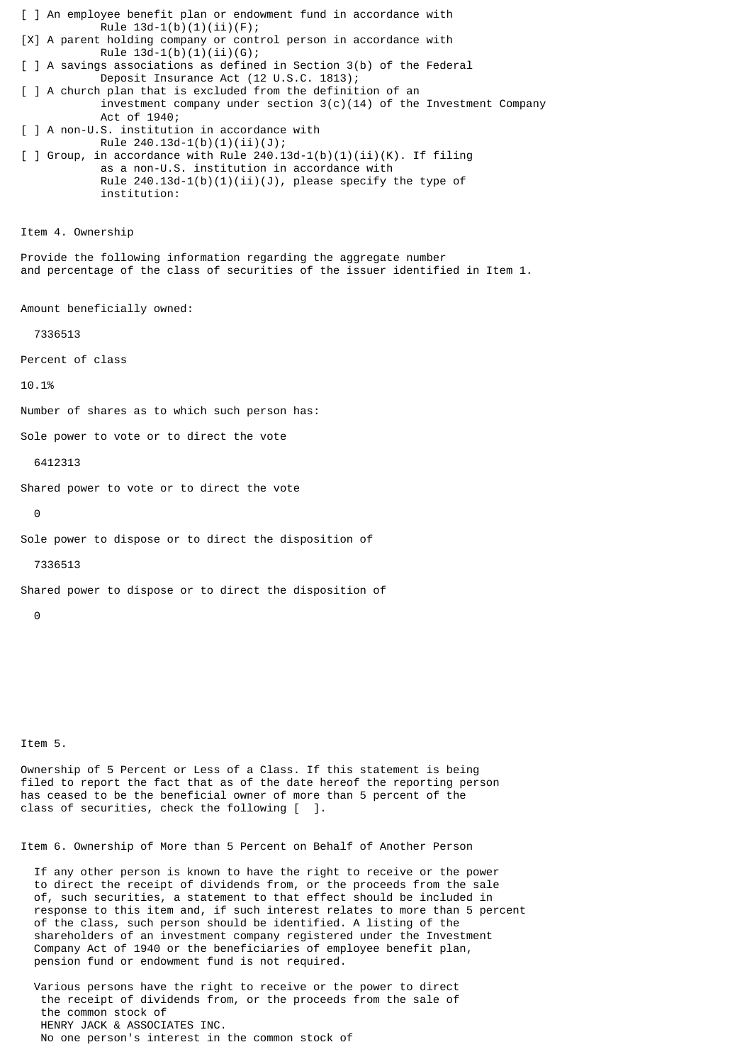[ ] An employee benefit plan or endowment fund in accordance with Rule 13d-1(b)(1)(ii)(F);

[X] A parent holding company or control person in accordance with Rule 13d-1(b)(1)(ii)(G);

[ ] A savings associations as defined in Section 3(b) of the Federal Deposit Insurance Act (12 U.S.C. 1813);

[ ] A church plan that is excluded from the definition of an investment company under section 3(c)(14) of the Investment Company Act of 1940;

[ ] A non-U.S. institution in accordance with Rule 240.13d-1(b)(1)(ii)(J);

[ ] Group, in accordance with Rule 240.13d-1(b)(1)(ii)(K). If filing as a non-U.S. institution in accordance with Rule 240.13d-1(b)(1)(ii)(J), please specify the type of institution:

Item 4. Ownership

Provide the following information regarding the aggregate number and percentage of the class of securities of the issuer identified in Item 1.

Amount beneficially owned:

7336513

Percent of class

10.1%

Number of shares as to which such person has:

Sole power to vote or to direct the vote

6412313

Shared power to vote or to direct the vote

0

Sole power to dispose or to direct the disposition of

7336513

Shared power to dispose or to direct the disposition of

0

Item 5.

Ownership of 5 Percent or Less of a Class. If this statement is being filed to report the fact that as of the date hereof the reporting person has ceased to be the beneficial owner of more than 5 percent of the class of securities, check the following [ ].

Item 6. Ownership of More than 5 Percent on Behalf of Another Person

If any other person is known to have the right to receive or the power to direct the receipt of dividends from, or the proceeds from the sale of, such securities, a statement to that effect should be included in response to this item and, if such interest relates to more than 5 percent of the class, such person should be identified. A listing of the shareholders of an investment company registered under the Investment Company Act of 1940 or the beneficiaries of employee benefit plan, pension fund or endowment fund is not required.

Various persons have the right to receive or the power to direct the receipt of dividends from, or the proceeds from the sale of the common stock of HENRY JACK & ASSOCIATES INC. No one person's interest in the common stock of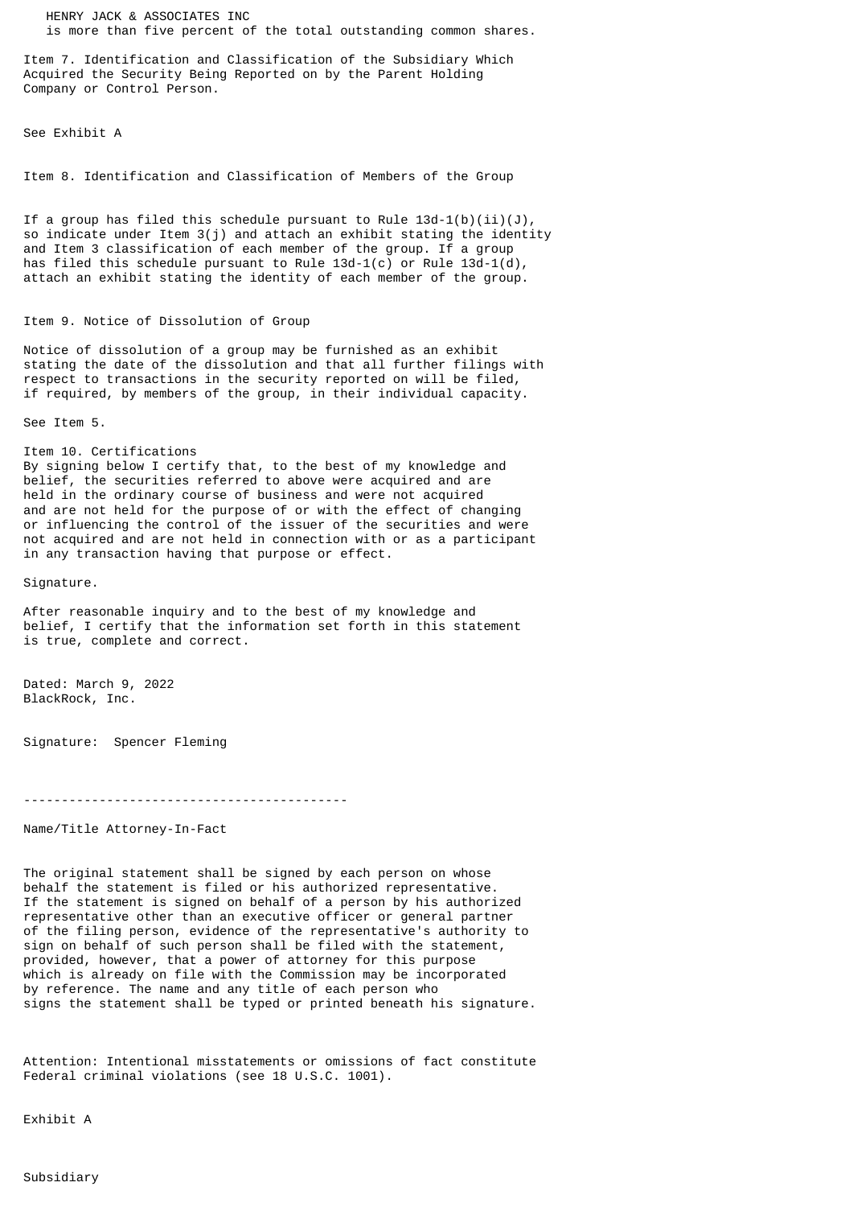HENRY JACK & ASSOCIATES INC
is more than five percent of the total outstanding common shares.

Item 7. Identification and Classification of the Subsidiary Which Acquired the Security Being Reported on by the Parent Holding Company or Control Person.

See Exhibit A

Item 8. Identification and Classification of Members of the Group

If a group has filed this schedule pursuant to Rule 13d-1(b)(ii)(J), so indicate under Item 3(j) and attach an exhibit stating the identity and Item 3 classification of each member of the group. If a group has filed this schedule pursuant to Rule 13d-1(c) or Rule 13d-1(d), attach an exhibit stating the identity of each member of the group.

Item 9. Notice of Dissolution of Group

Notice of dissolution of a group may be furnished as an exhibit stating the date of the dissolution and that all further filings with respect to transactions in the security reported on will be filed, if required, by members of the group, in their individual capacity.

See Item 5.

Item 10. Certifications
By signing below I certify that, to the best of my knowledge and belief, the securities referred to above were acquired and are held in the ordinary course of business and were not acquired and are not held for the purpose of or with the effect of changing or influencing the control of the issuer of the securities and were not acquired and are not held in connection with or as a participant in any transaction having that purpose or effect.

Signature.

After reasonable inquiry and to the best of my knowledge and belief, I certify that the information set forth in this statement is true, complete and correct.

Dated: March 9, 2022
BlackRock, Inc.

Signature: Spencer Fleming

-------------------------------------------

Name/Title Attorney-In-Fact

The original statement shall be signed by each person on whose behalf the statement is filed or his authorized representative. If the statement is signed on behalf of a person by his authorized representative other than an executive officer or general partner of the filing person, evidence of the representative's authority to sign on behalf of such person shall be filed with the statement, provided, however, that a power of attorney for this purpose which is already on file with the Commission may be incorporated by reference. The name and any title of each person who signs the statement shall be typed or printed beneath his signature.

Attention: Intentional misstatements or omissions of fact constitute Federal criminal violations (see 18 U.S.C. 1001).

Exhibit A

Subsidiary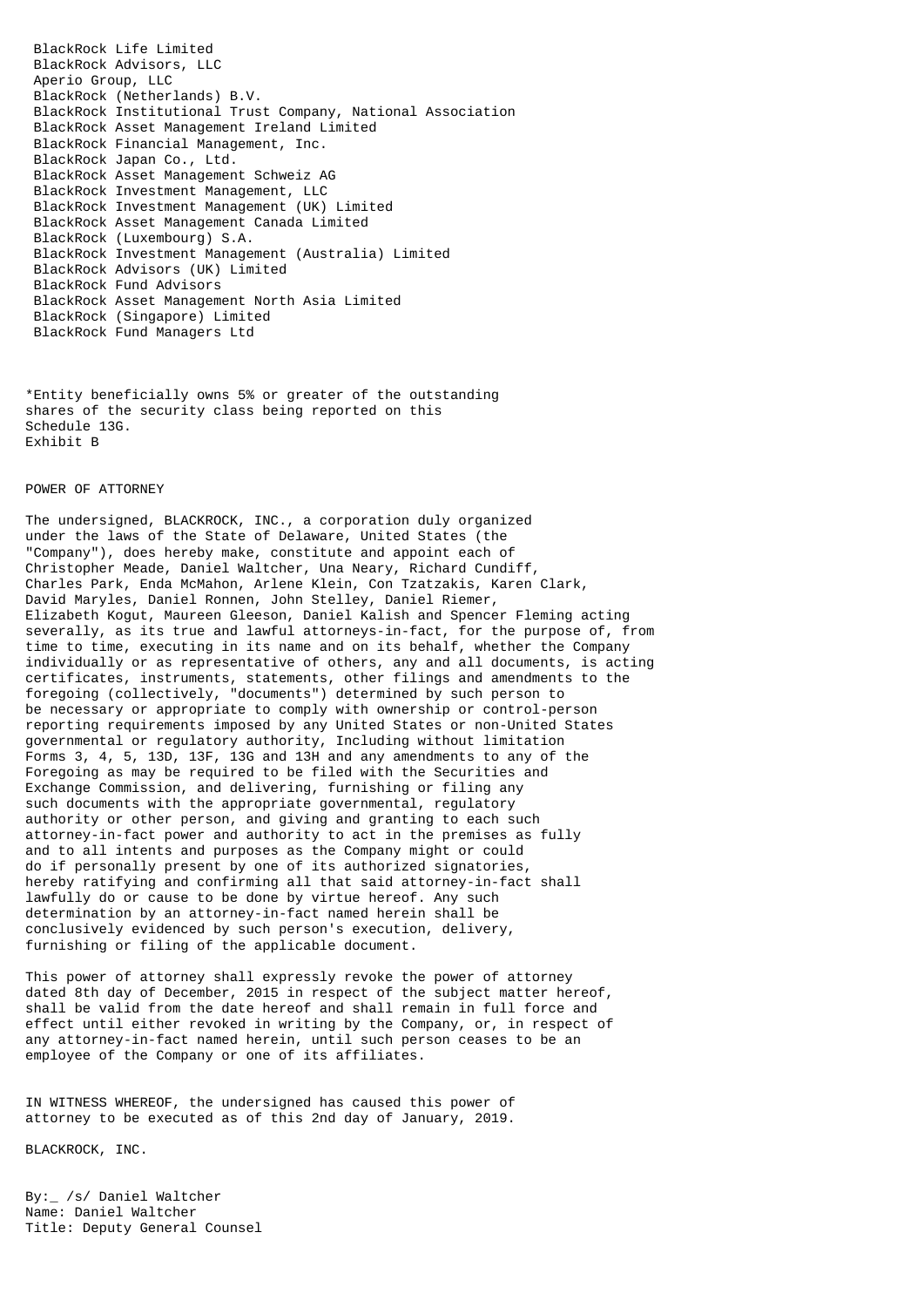BlackRock Life Limited
BlackRock Advisors, LLC
Aperio Group, LLC
BlackRock (Netherlands) B.V.
BlackRock Institutional Trust Company, National Association
BlackRock Asset Management Ireland Limited
BlackRock Financial Management, Inc.
BlackRock Japan Co., Ltd.
BlackRock Asset Management Schweiz AG
BlackRock Investment Management, LLC
BlackRock Investment Management (UK) Limited
BlackRock Asset Management Canada Limited
BlackRock (Luxembourg) S.A.
BlackRock Investment Management (Australia) Limited
BlackRock Advisors (UK) Limited
BlackRock Fund Advisors
BlackRock Asset Management North Asia Limited
BlackRock (Singapore) Limited
BlackRock Fund Managers Ltd

*Entity beneficially owns 5% or greater of the outstanding shares of the security class being reported on this Schedule 13G.

Exhibit B

POWER OF ATTORNEY

The undersigned, BLACKROCK, INC., a corporation duly organized under the laws of the State of Delaware, United States (the "Company"), does hereby make, constitute and appoint each of Christopher Meade, Daniel Waltcher, Una Neary, Richard Cundiff, Charles Park, Enda McMahon, Arlene Klein, Con Tzatzakis, Karen Clark, David Maryles, Daniel Ronnen, John Stelley, Daniel Riemer, Elizabeth Kogut, Maureen Gleeson, Daniel Kalish and Spencer Fleming acting severally, as its true and lawful attorneys-in-fact, for the purpose of, from time to time, executing in its name and on its behalf, whether the Company individually or as representative of others, any and all documents, is acting certificates, instruments, statements, other filings and amendments to the foregoing (collectively, "documents") determined by such person to be necessary or appropriate to comply with ownership or control-person reporting requirements imposed by any United States or non-United States governmental or regulatory authority, Including without limitation Forms 3, 4, 5, 13D, 13F, 13G and 13H and any amendments to any of the Foregoing as may be required to be filed with the Securities and Exchange Commission, and delivering, furnishing or filing any such documents with the appropriate governmental, regulatory authority or other person, and giving and granting to each such attorney-in-fact power and authority to act in the premises as fully and to all intents and purposes as the Company might or could do if personally present by one of its authorized signatories, hereby ratifying and confirming all that said attorney-in-fact shall lawfully do or cause to be done by virtue hereof. Any such determination by an attorney-in-fact named herein shall be conclusively evidenced by such person's execution, delivery, furnishing or filing of the applicable document.

This power of attorney shall expressly revoke the power of attorney dated 8th day of December, 2015 in respect of the subject matter hereof, shall be valid from the date hereof and shall remain in full force and effect until either revoked in writing by the Company, or, in respect of any attorney-in-fact named herein, until such person ceases to be an employee of the Company or one of its affiliates.

IN WITNESS WHEREOF, the undersigned has caused this power of attorney to be executed as of this 2nd day of January, 2019.

BLACKROCK, INC.

By:_ /s/ Daniel Waltcher
Name: Daniel Waltcher
Title: Deputy General Counsel